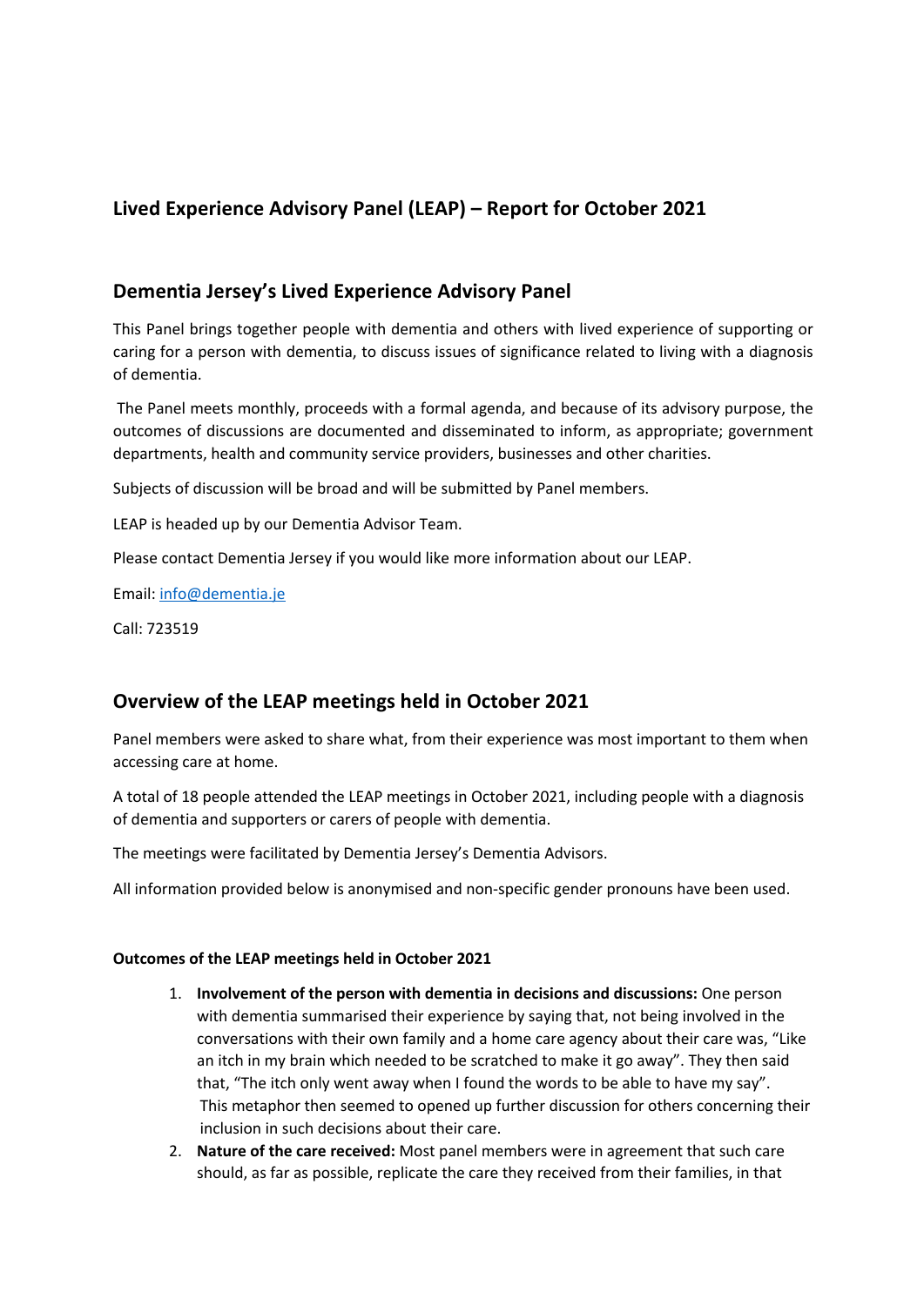## Lived Experience Advisory Panel (LEAP) – Report for October 2021

## Dementia Jersey's Lived Experience Advisory Panel

This Panel brings together people with dementia and others with lived experience of supporting or caring for a person with dementia, to discuss issues of significance related to living with a diagnosis of dementia.

The Panel meets monthly, proceeds with a formal agenda, and because of its advisory purpose, the outcomes of discussions are documented and disseminated to inform, as appropriate; government departments, health and community service providers, businesses and other charities.

Subjects of discussion will be broad and will be submitted by Panel members.

LEAP is headed up by our Dementia Advisor Team.

Please contact Dementia Jersey if you would like more information about our LEAP.

Email: info@dementia.je

Call: 723519

## Overview of the LEAP meetings held in October 2021

Panel members were asked to share what, from their experience was most important to them when accessing care at home.

A total of 18 people attended the LEAP meetings in October 2021, including people with a diagnosis of dementia and supporters or carers of people with dementia.

The meetings were facilitated by Dementia Jersey's Dementia Advisors.

All information provided below is anonymised and non-specific gender pronouns have been used.

**Outcomes of the LEAP meetings held in October 2021**

1. **Involvement of the person with dementia in decisions and discussions:** One person with dementia summarised their experience by saying that, not being involved in the conversations with their own family and a home care agency about their care was, "Like an itch in my brain which needed to be scratched to make it go away". They then said that, "The itch only went away when I found the words to be able to have my say". This metaphor then seemed to opened up further discussion for others concerning their inclusion in such decisions about their care.
2. **Nature of the care received:** Most panel members were in agreement that such care should, as far as possible, replicate the care they received from their families, in that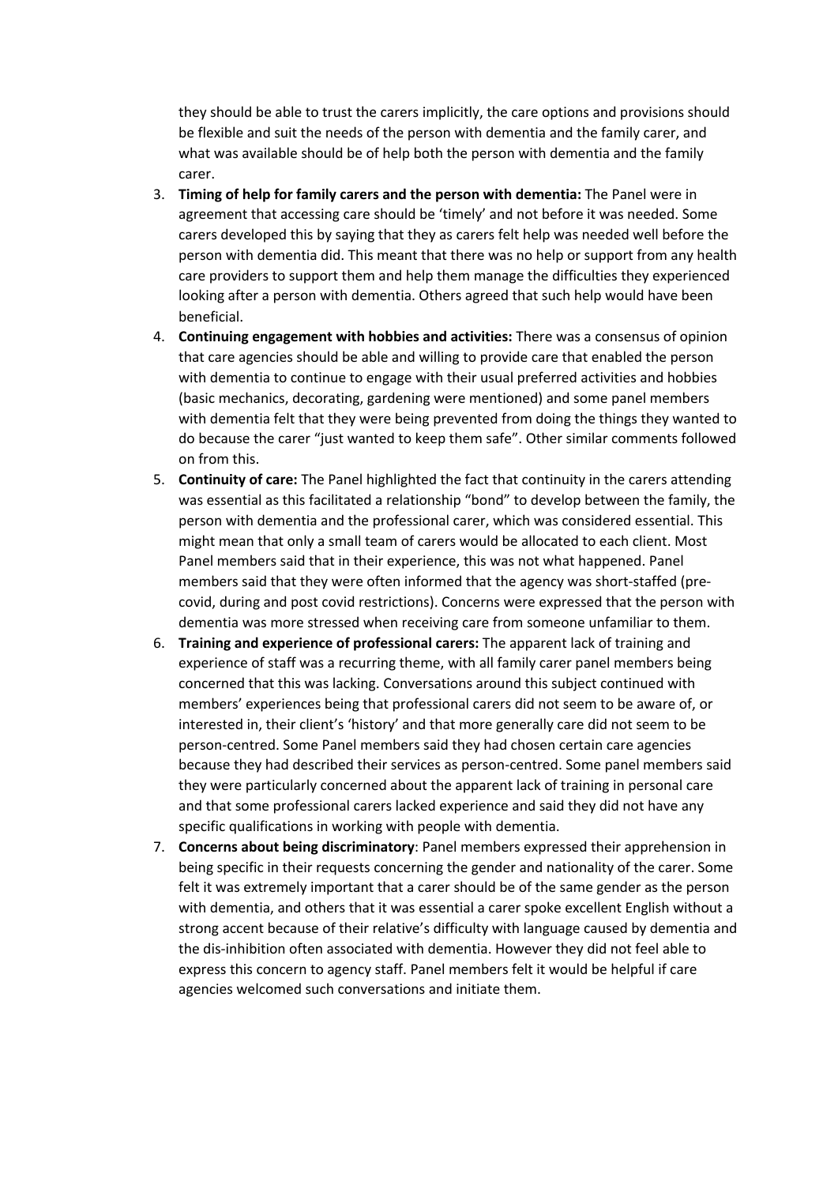they should be able to trust the carers implicitly, the care options and provisions should be flexible and suit the needs of the person with dementia and the family carer, and what was available should be of help both the person with dementia and the family carer.

3. **Timing of help for family carers and the person with dementia:** The Panel were in agreement that accessing care should be 'timely' and not before it was needed. Some carers developed this by saying that they as carers felt help was needed well before the person with dementia did. This meant that there was no help or support from any health care providers to support them and help them manage the difficulties they experienced looking after a person with dementia. Others agreed that such help would have been beneficial.
4. **Continuing engagement with hobbies and activities:** There was a consensus of opinion that care agencies should be able and willing to provide care that enabled the person with dementia to continue to engage with their usual preferred activities and hobbies (basic mechanics, decorating, gardening were mentioned) and some panel members with dementia felt that they were being prevented from doing the things they wanted to do because the carer "just wanted to keep them safe". Other similar comments followed on from this.
5. **Continuity of care:** The Panel highlighted the fact that continuity in the carers attending was essential as this facilitated a relationship "bond" to develop between the family, the person with dementia and the professional carer, which was considered essential. This might mean that only a small team of carers would be allocated to each client. Most Panel members said that in their experience, this was not what happened. Panel members said that they were often informed that the agency was short-staffed (pre-covid, during and post covid restrictions). Concerns were expressed that the person with dementia was more stressed when receiving care from someone unfamiliar to them.
6. **Training and experience of professional carers:** The apparent lack of training and experience of staff was a recurring theme, with all family carer panel members being concerned that this was lacking. Conversations around this subject continued with members' experiences being that professional carers did not seem to be aware of, or interested in, their client's 'history' and that more generally care did not seem to be person-centred. Some Panel members said they had chosen certain care agencies because they had described their services as person-centred. Some panel members said they were particularly concerned about the apparent lack of training in personal care and that some professional carers lacked experience and said they did not have any specific qualifications in working with people with dementia.
7. **Concerns about being discriminatory**: Panel members expressed their apprehension in being specific in their requests concerning the gender and nationality of the carer. Some felt it was extremely important that a carer should be of the same gender as the person with dementia, and others that it was essential a carer spoke excellent English without a strong accent because of their relative's difficulty with language caused by dementia and the dis-inhibition often associated with dementia. However they did not feel able to express this concern to agency staff. Panel members felt it would be helpful if care agencies welcomed such conversations and initiate them.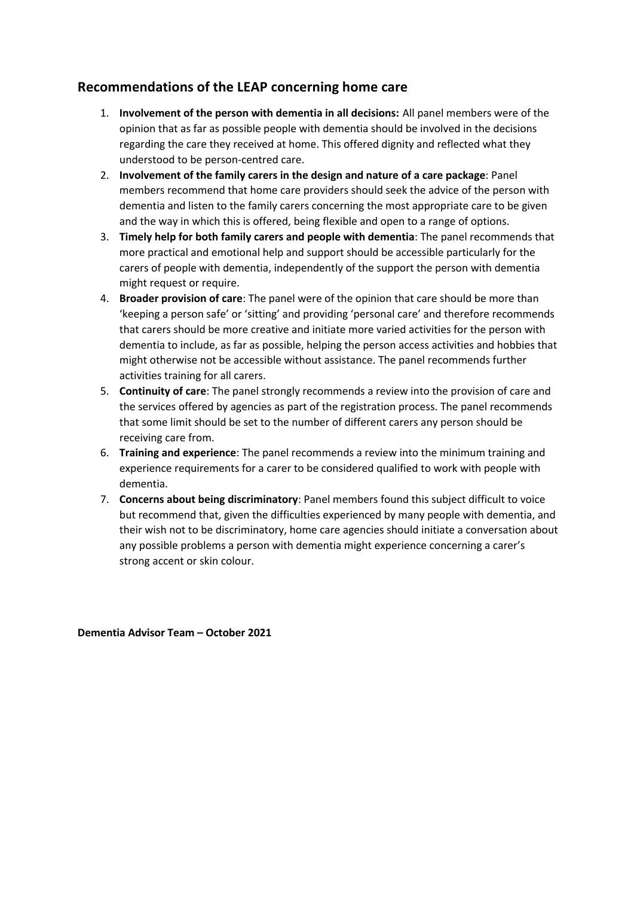## Recommendations of the LEAP concerning home care

1. **Involvement of the person with dementia in all decisions:** All panel members were of the opinion that as far as possible people with dementia should be involved in the decisions regarding the care they received at home. This offered dignity and reflected what they understood to be person-centred care.
2. **Involvement of the family carers in the design and nature of a care package**: Panel members recommend that home care providers should seek the advice of the person with dementia and listen to the family carers concerning the most appropriate care to be given and the way in which this is offered, being flexible and open to a range of options.
3. **Timely help for both family carers and people with dementia**: The panel recommends that more practical and emotional help and support should be accessible particularly for the carers of people with dementia, independently of the support the person with dementia might request or require.
4. **Broader provision of care**: The panel were of the opinion that care should be more than 'keeping a person safe' or 'sitting' and providing 'personal care' and therefore recommends that carers should be more creative and initiate more varied activities for the person with dementia to include, as far as possible, helping the person access activities and hobbies that might otherwise not be accessible without assistance. The panel recommends further activities training for all carers.
5. **Continuity of care**: The panel strongly recommends a review into the provision of care and the services offered by agencies as part of the registration process. The panel recommends that some limit should be set to the number of different carers any person should be receiving care from.
6. **Training and experience**: The panel recommends a review into the minimum training and experience requirements for a carer to be considered qualified to work with people with dementia.
7. **Concerns about being discriminatory**: Panel members found this subject difficult to voice but recommend that, given the difficulties experienced by many people with dementia, and their wish not to be discriminatory, home care agencies should initiate a conversation about any possible problems a person with dementia might experience concerning a carer's strong accent or skin colour.

**Dementia Advisor Team – October 2021**